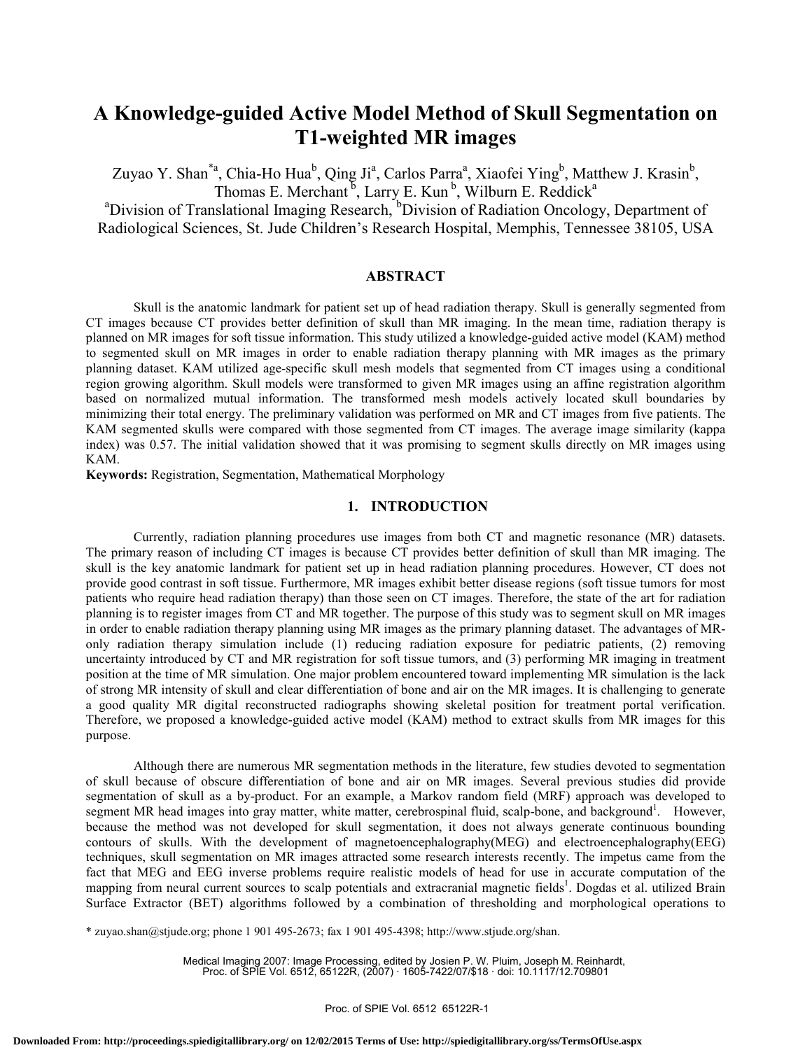# A Knowledge-guided Active Model Method of Skull Segmentation on T1-weighted MR images

Zuyao Y. Shan*[a], Chia-Ho Hua[b], Qing Ji[a], Carlos Parra[a], Xiaofei Ying[b], Matthew J. Krasin[b], Thomas E. Merchant [b], Larry E. Kun [b], Wilburn E. Reddick[a]

[a]Division of Translational Imaging Research, [b]Division of Radiation Oncology, Department of Radiological Sciences, St. Jude Children's Research Hospital, Memphis, Tennessee 38105, USA

## ABSTRACT

Skull is the anatomic landmark for patient set up of head radiation therapy. Skull is generally segmented from CT images because CT provides better definition of skull than MR imaging. In the mean time, radiation therapy is planned on MR images for soft tissue information. This study utilized a knowledge-guided active model (KAM) method to segmented skull on MR images in order to enable radiation therapy planning with MR images as the primary planning dataset. KAM utilized age-specific skull mesh models that segmented from CT images using a conditional region growing algorithm. Skull models were transformed to given MR images using an affine registration algorithm based on normalized mutual information. The transformed mesh models actively located skull boundaries by minimizing their total energy. The preliminary validation was performed on MR and CT images from five patients. The KAM segmented skulls were compared with those segmented from CT images. The average image similarity (kappa index) was 0.57. The initial validation showed that it was promising to segment skulls directly on MR images using KAM.

**Keywords:** Registration, Segmentation, Mathematical Morphology

## 1. INTRODUCTION

Currently, radiation planning procedures use images from both CT and magnetic resonance (MR) datasets. The primary reason of including CT images is because CT provides better definition of skull than MR imaging. The skull is the key anatomic landmark for patient set up in head radiation planning procedures. However, CT does not provide good contrast in soft tissue. Furthermore, MR images exhibit better disease regions (soft tissue tumors for most patients who require head radiation therapy) than those seen on CT images. Therefore, the state of the art for radiation planning is to register images from CT and MR together. The purpose of this study was to segment skull on MR images in order to enable radiation therapy planning using MR images as the primary planning dataset. The advantages of MR-only radiation therapy simulation include (1) reducing radiation exposure for pediatric patients, (2) removing uncertainty introduced by CT and MR registration for soft tissue tumors, and (3) performing MR imaging in treatment position at the time of MR simulation. One major problem encountered toward implementing MR simulation is the lack of strong MR intensity of skull and clear differentiation of bone and air on the MR images. It is challenging to generate a good quality MR digital reconstructed radiographs showing skeletal position for treatment portal verification. Therefore, we proposed a knowledge-guided active model (KAM) method to extract skulls from MR images for this purpose.

Although there are numerous MR segmentation methods in the literature, few studies devoted to segmentation of skull because of obscure differentiation of bone and air on MR images. Several previous studies did provide segmentation of skull as a by-product. For an example, a Markov random field (MRF) approach was developed to segment MR head images into gray matter, white matter, cerebrospinal fluid, scalp-bone, and background[1]. However, because the method was not developed for skull segmentation, it does not always generate continuous bounding contours of skulls. With the development of magnetoencephalography(MEG) and electroencephalography(EEG) techniques, skull segmentation on MR images attracted some research interests recently. The impetus came from the fact that MEG and EEG inverse problems require realistic models of head for use in accurate computation of the mapping from neural current sources to scalp potentials and extracranial magnetic fields[1]. Dogdas et al. utilized Brain Surface Extractor (BET) algorithms followed by a combination of thresholding and morphological operations to

\* zuyao.shan@stjude.org; phone 1 901 495-2673; fax 1 901 495-4398; http://www.stjude.org/shan.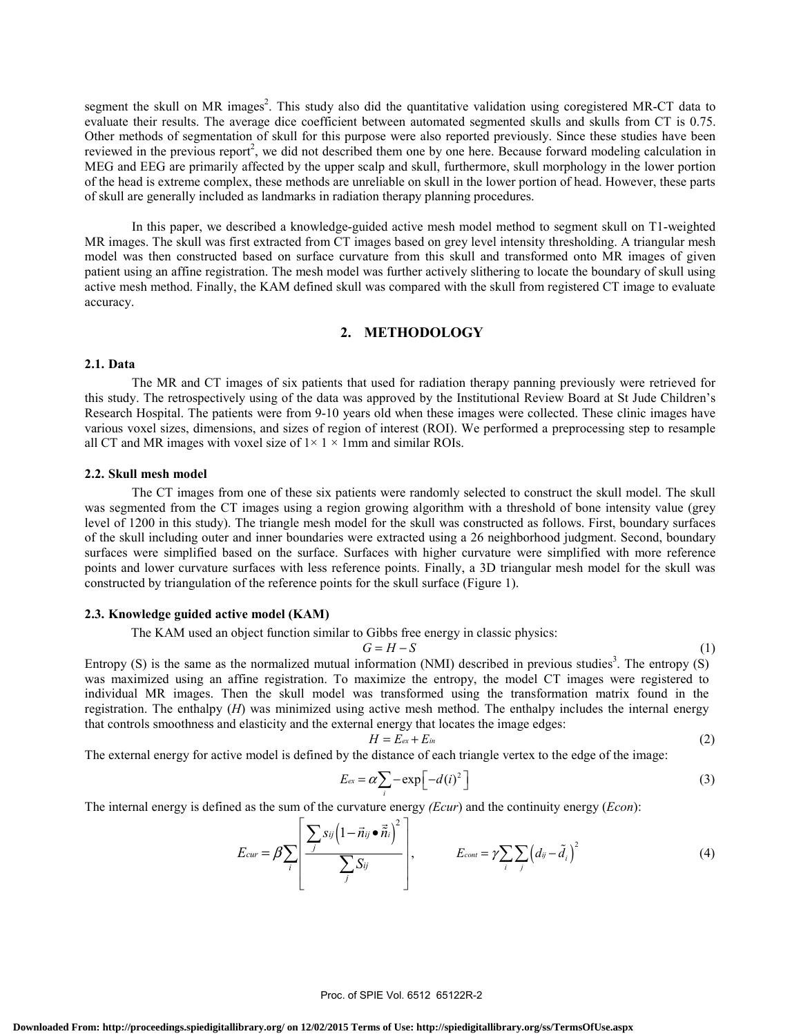segment the skull on MR images[2]. This study also did the quantitative validation using coregistered MR-CT data to evaluate their results. The average dice coefficient between automated segmented skulls and skulls from CT is 0.75. Other methods of segmentation of skull for this purpose were also reported previously. Since these studies have been reviewed in the previous report[2], we did not described them one by one here. Because forward modeling calculation in MEG and EEG are primarily affected by the upper scalp and skull, furthermore, skull morphology in the lower portion of the head is extreme complex, these methods are unreliable on skull in the lower portion of head. However, these parts of skull are generally included as landmarks in radiation therapy planning procedures.

In this paper, we described a knowledge-guided active mesh model method to segment skull on T1-weighted MR images. The skull was first extracted from CT images based on grey level intensity thresholding. A triangular mesh model was then constructed based on surface curvature from this skull and transformed onto MR images of given patient using an affine registration. The mesh model was further actively slithering to locate the boundary of skull using active mesh method. Finally, the KAM defined skull was compared with the skull from registered CT image to evaluate accuracy.

## 2. METHODOLOGY

### 2.1. Data

The MR and CT images of six patients that used for radiation therapy panning previously were retrieved for this study. The retrospectively using of the data was approved by the Institutional Review Board at St Jude Children's Research Hospital. The patients were from 9-10 years old when these images were collected. These clinic images have various voxel sizes, dimensions, and sizes of region of interest (ROI). We performed a preprocessing step to resample all CT and MR images with voxel size of 1× 1 × 1mm and similar ROIs.

### 2.2. Skull mesh model

The CT images from one of these six patients were randomly selected to construct the skull model. The skull was segmented from the CT images using a region growing algorithm with a threshold of bone intensity value (grey level of 1200 in this study). The triangle mesh model for the skull was constructed as follows. First, boundary surfaces of the skull including outer and inner boundaries were extracted using a 26 neighborhood judgment. Second, boundary surfaces were simplified based on the surface. Surfaces with higher curvature were simplified with more reference points and lower curvature surfaces with less reference points. Finally, a 3D triangular mesh model for the skull was constructed by triangulation of the reference points for the skull surface (Figure 1).

### 2.3. Knowledge guided active model (KAM)

The KAM used an object function similar to Gibbs free energy in classic physics:

$$G = H - S \tag{1}$$

Entropy (S) is the same as the normalized mutual information (NMI) described in previous studies[3]. The entropy (S) was maximized using an affine registration. To maximize the entropy, the model CT images were registered to individual MR images. Then the skull model was transformed using the transformation matrix found in the registration. The enthalpy (*H*) was minimized using active mesh method. The enthalpy includes the internal energy that controls smoothness and elasticity and the external energy that locates the image edges:

$$H = E_{ex} + E_{in} \tag{2}$$

The external energy for active model is defined by the distance of each triangle vertex to the edge of the image:

$$E_{ex} = \alpha \sum_i -\exp\left[-d(i)^2\right] \tag{3}$$

The internal energy is defined as the sum of the curvature energy *(Ecur)* and the continuity energy (*Econ*):

$$E_{cur} = \beta \sum_i \left[ \frac{\sum_j s_{ij}\left(1 - \vec{n}_{ij} \bullet \tilde{\vec{n}}_i\right)^2}{\sum_j S_{ij}} \right], \qquad E_{cont} = \gamma \sum_i \sum_j \left(d_{ij} - \tilde{d}_i\right)^2 \tag{4}$$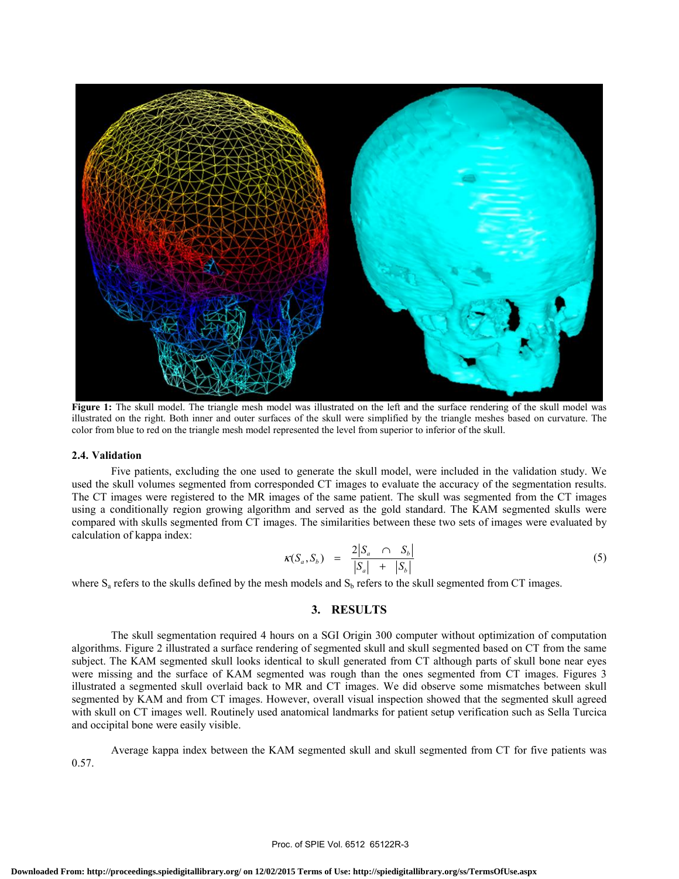**Figure 1:** The skull model. The triangle mesh model was illustrated on the left and the surface rendering of the skull model was illustrated on the right. Both inner and outer surfaces of the skull were simplified by the triangle meshes based on curvature. The color from blue to red on the triangle mesh model represented the level from superior to inferior of the skull.

### 2.4. Validation

Five patients, excluding the one used to generate the skull model, were included in the validation study. We used the skull volumes segmented from corresponded CT images to evaluate the accuracy of the segmentation results. The CT images were registered to the MR images of the same patient. The skull was segmented from the CT images using a conditionally region growing algorithm and served as the gold standard. The KAM segmented skulls were compared with skulls segmented from CT images. The similarities between these two sets of images were evaluated by calculation of kappa index:

$$\kappa(S_a, S_b) = \frac{2|S_a \cap S_b|}{|S_a| + |S_b|} \tag{5}$$

where $S_a$ refers to the skulls defined by the mesh models and $S_b$ refers to the skull segmented from CT images.

## 3. RESULTS

The skull segmentation required 4 hours on a SGI Origin 300 computer without optimization of computation algorithms. Figure 2 illustrated a surface rendering of segmented skull and skull segmented based on CT from the same subject. The KAM segmented skull looks identical to skull generated from CT although parts of skull bone near eyes were missing and the surface of KAM segmented was rough than the ones segmented from CT images. Figures 3 illustrated a segmented skull overlaid back to MR and CT images. We did observe some mismatches between skull segmented by KAM and from CT images. However, overall visual inspection showed that the segmented skull agreed with skull on CT images well. Routinely used anatomical landmarks for patient setup verification such as Sella Turcica and occipital bone were easily visible.

Average kappa index between the KAM segmented skull and skull segmented from CT for five patients was 0.57.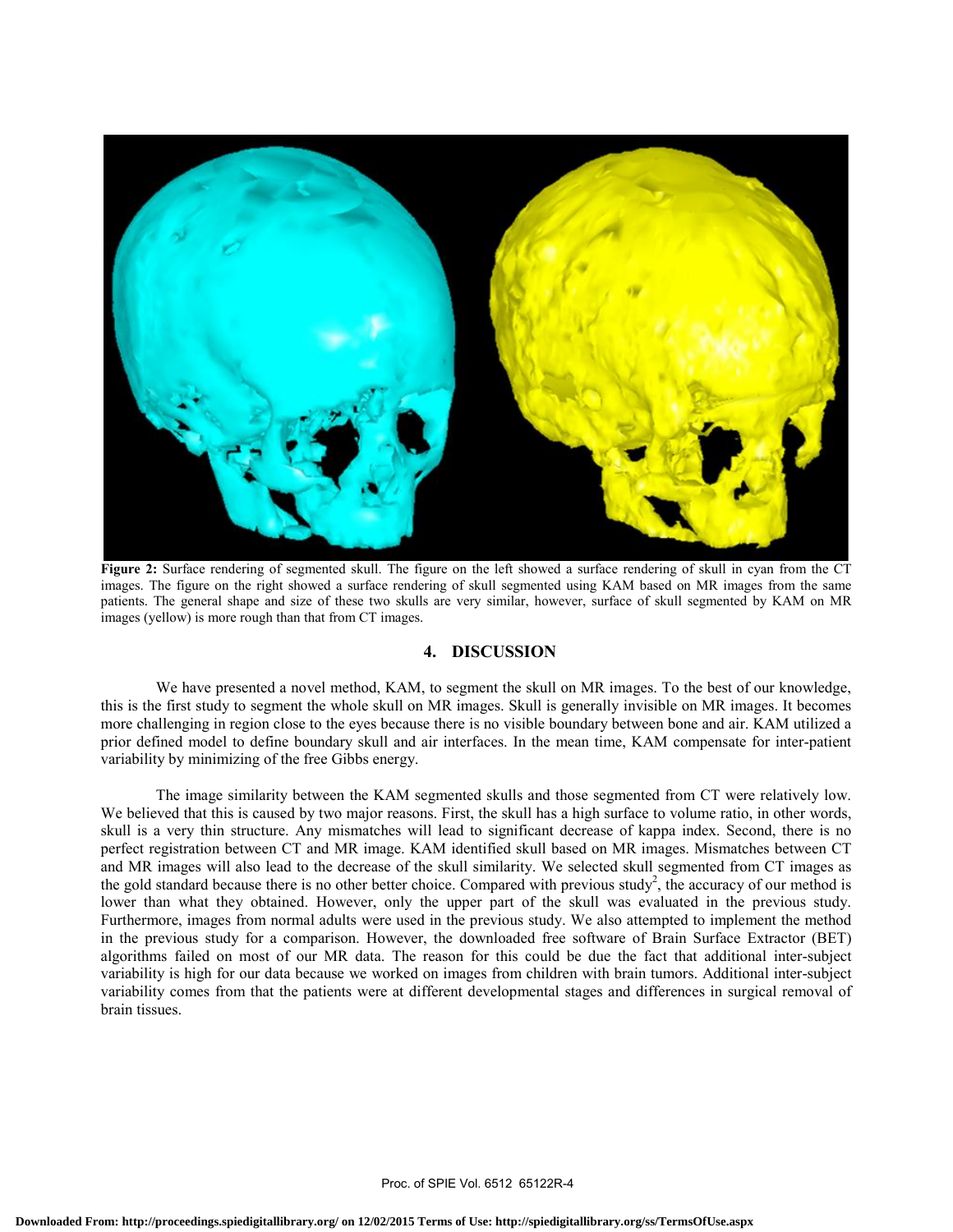**Figure 2:** Surface rendering of segmented skull. The figure on the left showed a surface rendering of skull in cyan from the CT images. The figure on the right showed a surface rendering of skull segmented using KAM based on MR images from the same patients. The general shape and size of these two skulls are very similar, however, surface of skull segmented by KAM on MR images (yellow) is more rough than that from CT images.

## 4. DISCUSSION

We have presented a novel method, KAM, to segment the skull on MR images. To the best of our knowledge, this is the first study to segment the whole skull on MR images. Skull is generally invisible on MR images. It becomes more challenging in region close to the eyes because there is no visible boundary between bone and air. KAM utilized a prior defined model to define boundary skull and air interfaces. In the mean time, KAM compensate for inter-patient variability by minimizing of the free Gibbs energy.

The image similarity between the KAM segmented skulls and those segmented from CT were relatively low. We believed that this is caused by two major reasons. First, the skull has a high surface to volume ratio, in other words, skull is a very thin structure. Any mismatches will lead to significant decrease of kappa index. Second, there is no perfect registration between CT and MR image. KAM identified skull based on MR images. Mismatches between CT and MR images will also lead to the decrease of the skull similarity. We selected skull segmented from CT images as the gold standard because there is no other better choice. Compared with previous study[2], the accuracy of our method is lower than what they obtained. However, only the upper part of the skull was evaluated in the previous study. Furthermore, images from normal adults were used in the previous study. We also attempted to implement the method in the previous study for a comparison. However, the downloaded free software of Brain Surface Extractor (BET) algorithms failed on most of our MR data. The reason for this could be due the fact that additional inter-subject variability is high for our data because we worked on images from children with brain tumors. Additional inter-subject variability comes from that the patients were at different developmental stages and differences in surgical removal of brain tissues.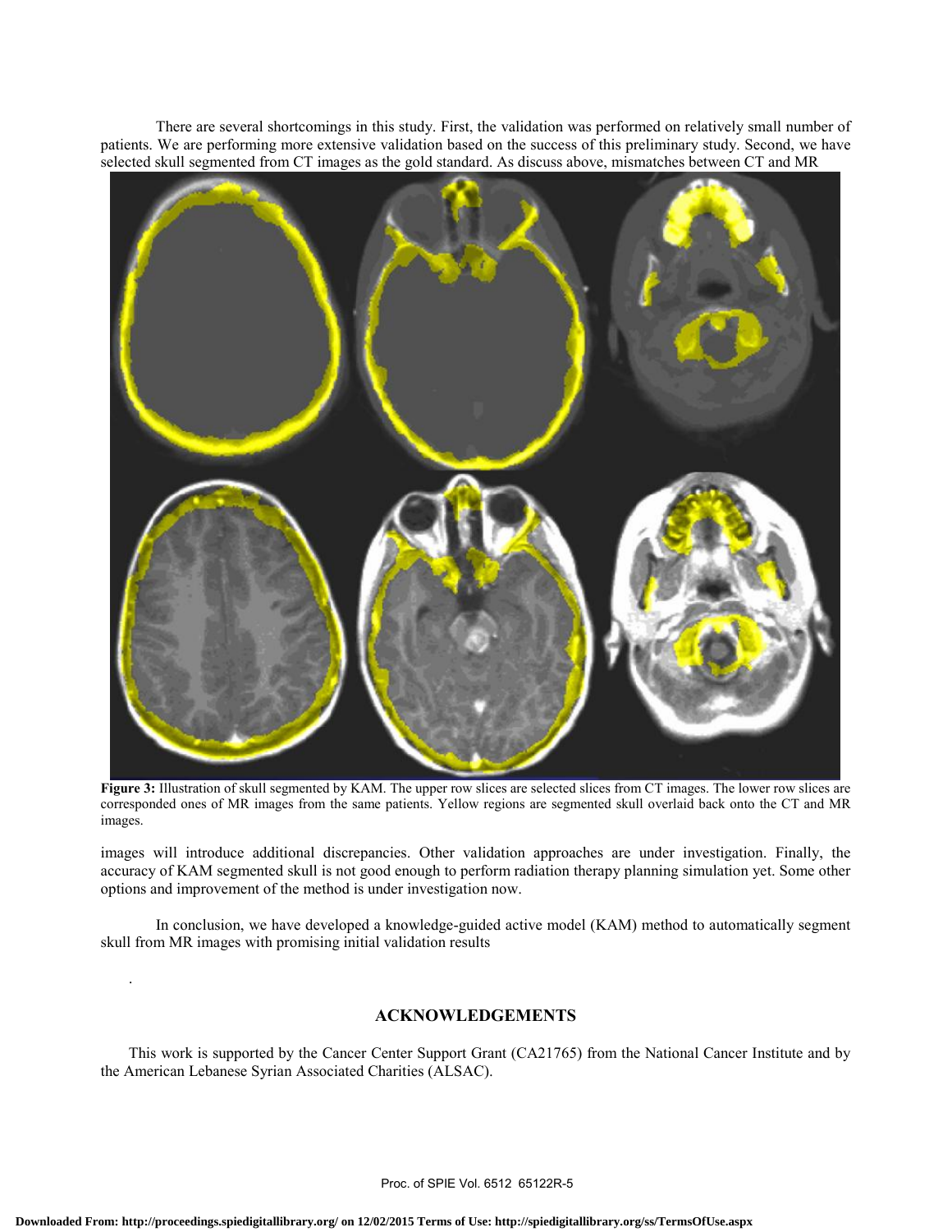There are several shortcomings in this study. First, the validation was performed on relatively small number of patients. We are performing more extensive validation based on the success of this preliminary study. Second, we have selected skull segmented from CT images as the gold standard. As discuss above, mismatches between CT and MR images will introduce additional discrepancies. Other validation approaches are under investigation. Finally, the accuracy of KAM segmented skull is not good enough to perform radiation therapy planning simulation yet. Some other options and improvement of the method is under investigation now.

**Figure 3:** Illustration of skull segmented by KAM. The upper row slices are selected slices from CT images. The lower row slices are corresponded ones of MR images from the same patients. Yellow regions are segmented skull overlaid back onto the CT and MR images.

In conclusion, we have developed a knowledge-guided active model (KAM) method to automatically segment skull from MR images with promising initial validation results

.

## ACKNOWLEDGEMENTS

This work is supported by the Cancer Center Support Grant (CA21765) from the National Cancer Institute and by the American Lebanese Syrian Associated Charities (ALSAC).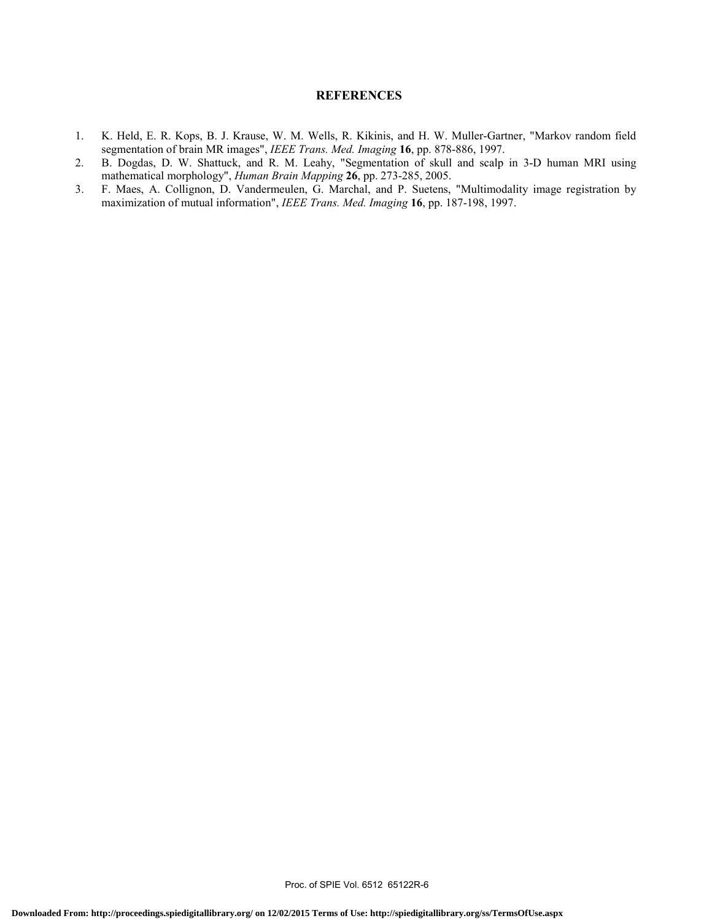## REFERENCES

1. K. Held, E. R. Kops, B. J. Krause, W. M. Wells, R. Kikinis, and H. W. Muller-Gartner, "Markov random field segmentation of brain MR images", *IEEE Trans. Med. Imaging* **16**, pp. 878-886, 1997.
2. B. Dogdas, D. W. Shattuck, and R. M. Leahy, "Segmentation of skull and scalp in 3-D human MRI using mathematical morphology", *Human Brain Mapping* **26**, pp. 273-285, 2005.
3. F. Maes, A. Collignon, D. Vandermeulen, G. Marchal, and P. Suetens, "Multimodality image registration by maximization of mutual information", *IEEE Trans. Med. Imaging* **16**, pp. 187-198, 1997.